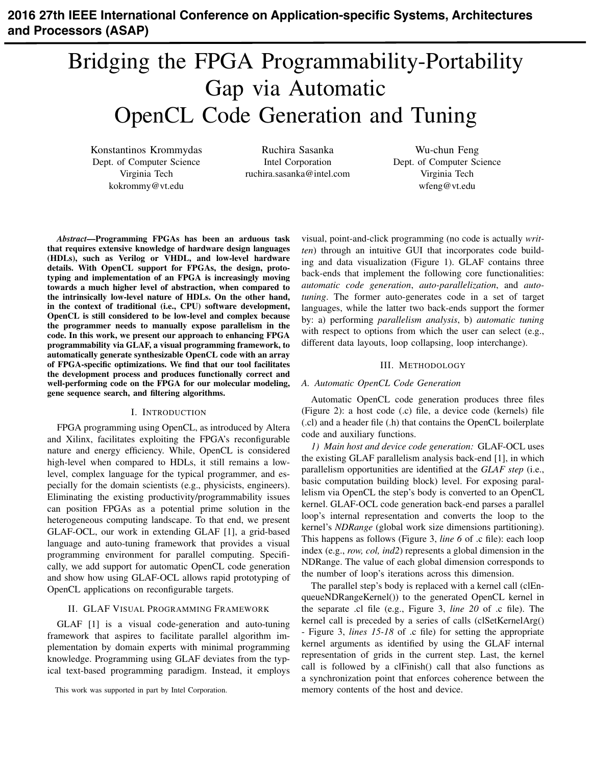# Bridging the FPGA Programmability-Portability Gap via Automatic OpenCL Code Generation and Tuning

Konstantinos Krommydas
Dept. of Computer Science
Virginia Tech
kokrommy@vt.edu

Ruchira Sasanka
Intel Corporation
ruchira.sasanka@intel.com

Wu-chun Feng
Dept. of Computer Science
Virginia Tech
wfeng@vt.edu

***Abstract*—Programming FPGAs has been an arduous task that requires extensive knowledge of hardware design languages (HDLs), such as Verilog or VHDL, and low-level hardware details. With OpenCL support for FPGAs, the design, prototyping and implementation of an FPGA is increasingly moving towards a much higher level of abstraction, when compared to the intrinsically low-level nature of HDLs. On the other hand, in the context of traditional (i.e., CPU) software development, OpenCL is still considered to be low-level and complex because the programmer needs to manually expose parallelism in the code. In this work, we present our approach to enhancing FPGA programmability via GLAF, a visual programming framework, to automatically generate synthesizable OpenCL code with an array of FPGA-specific optimizations. We find that our tool facilitates the development process and produces functionally correct and well-performing code on the FPGA for our molecular modeling, gene sequence search, and filtering algorithms.**

## I. Introduction

FPGA programming using OpenCL, as introduced by Altera and Xilinx, facilitates exploiting the FPGA's reconfigurable nature and energy efficiency. While, OpenCL is considered high-level when compared to HDLs, it still remains a low-level, complex language for the typical programmer, and especially for the domain scientists (e.g., physicists, engineers). Eliminating the existing productivity/programmability issues can position FPGAs as a potential prime solution in the heterogeneous computing landscape. To that end, we present GLAF-OCL, our work in extending GLAF [1], a grid-based language and auto-tuning framework that provides a visual programming environment for parallel computing. Specifically, we add support for automatic OpenCL code generation and show how using GLAF-OCL allows rapid prototyping of OpenCL applications on reconfigurable targets.

## II. GLAF Visual Programming Framework

GLAF [1] is a visual code-generation and auto-tuning framework that aspires to facilitate parallel algorithm implementation by domain experts with minimal programming knowledge. Programming using GLAF deviates from the typical text-based programming paradigm. Instead, it employs visual, point-and-click programming (no code is actually *written*) through an intuitive GUI that incorporates code building and data visualization (Figure 1). GLAF contains three back-ends that implement the following core functionalities: *automatic code generation*, *auto-parallelization*, and *auto-tuning*. The former auto-generates code in a set of target languages, while the latter two back-ends support the former by: a) performing *parallelism analysis*, b) *automatic tuning* with respect to options from which the user can select (e.g., different data layouts, loop collapsing, loop interchange).

This work was supported in part by Intel Corporation.

## III. Methodology

### A. Automatic OpenCL Code Generation

Automatic OpenCL code generation produces three files (Figure 2): a host code (.c) file, a device code (kernels) file (.cl) and a header file (.h) that contains the OpenCL boilerplate code and auxiliary functions.

*1) Main host and device code generation:* GLAF-OCL uses the existing GLAF parallelism analysis back-end [1], in which parallelism opportunities are identified at the *GLAF step* (i.e., basic computation building block) level. For exposing parallelism via OpenCL the step's body is converted to an OpenCL kernel. GLAF-OCL code generation back-end parses a parallel loop's internal representation and converts the loop to the kernel's *NDRange* (global work size dimensions partitioning). This happens as follows (Figure 3, *line 6* of .c file): each loop index (e.g., *row, col, ind2*) represents a global dimension in the NDRange. The value of each global dimension corresponds to the number of loop's iterations across this dimension.

The parallel step's body is replaced with a kernel call (clEnqueueNDRangeKernel()) to the generated OpenCL kernel in the separate .cl file (e.g., Figure 3, *line 20* of .c file). The kernel call is preceded by a series of calls (clSetKernelArg() - Figure 3, *lines 15-18* of .c file) for setting the appropriate kernel arguments as identified by using the GLAF internal representation of grids in the current step. Last, the kernel call is followed by a clFinish() call that also functions as a synchronization point that enforces coherence between the memory contents of the host and device.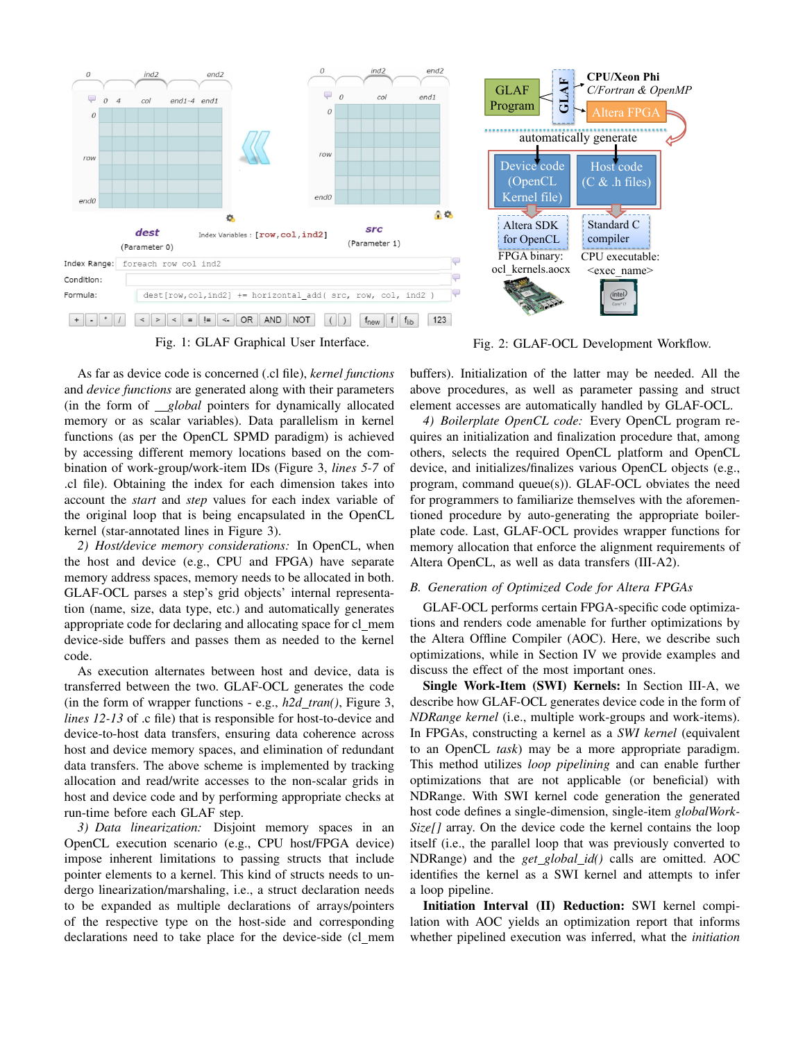Fig. 1: GLAF Graphical User Interface.

Fig. 2: GLAF-OCL Development Workflow.

As far as device code is concerned (.cl file), *kernel functions* and *device functions* are generated along with their parameters (in the form of *__global* pointers for dynamically allocated memory or as scalar variables). Data parallelism in kernel functions (as per the OpenCL SPMD paradigm) is achieved by accessing different memory locations based on the combination of work-group/work-item IDs (Figure 3, *lines 5-7* of .cl file). Obtaining the index for each dimension takes into account the *start* and *step* values for each index variable of the original loop that is being encapsulated in the OpenCL kernel (star-annotated lines in Figure 3).

*2) Host/device memory considerations:* In OpenCL, when the host and device (e.g., CPU and FPGA) have separate memory address spaces, memory needs to be allocated in both. GLAF-OCL parses a step's grid objects' internal representation (name, size, data type, etc.) and automatically generates appropriate code for declaring and allocating space for cl_mem device-side buffers and passes them as needed to the kernel code.

As execution alternates between host and device, data is transferred between the two. GLAF-OCL generates the code (in the form of wrapper functions - e.g., *h2d_tran()*, Figure 3, *lines 12-13* of .c file) that is responsible for host-to-device and device-to-host data transfers, ensuring data coherence across host and device memory spaces, and elimination of redundant data transfers. The above scheme is implemented by tracking allocation and read/write accesses to the non-scalar grids in host and device code and by performing appropriate checks at run-time before each GLAF step.

*3) Data linearization:* Disjoint memory spaces in an OpenCL execution scenario (e.g., CPU host/FPGA device) impose inherent limitations to passing structs that include pointer elements to a kernel. This kind of structs needs to undergo linearization/marshaling, i.e., a struct declaration needs to be expanded as multiple declarations of arrays/pointers of the respective type on the host-side and corresponding declarations need to take place for the device-side (cl_mem buffers). Initialization of the latter may be needed. All the above procedures, as well as parameter passing and struct element accesses are automatically handled by GLAF-OCL.

*4) Boilerplate OpenCL code:* Every OpenCL program requires an initialization and finalization procedure that, among others, selects the required OpenCL platform and OpenCL device, and initializes/finalizes various OpenCL objects (e.g., program, command queue(s)). GLAF-OCL obviates the need for programmers to familiarize themselves with the aforementioned procedure by auto-generating the appropriate boilerplate code. Last, GLAF-OCL provides wrapper functions for memory allocation that enforce the alignment requirements of Altera OpenCL, as well as data transfers (III-A2).

### *B. Generation of Optimized Code for Altera FPGAs*

GLAF-OCL performs certain FPGA-specific code optimizations and renders code amenable for further optimizations by the Altera Offline Compiler (AOC). Here, we describe such optimizations, while in Section IV we provide examples and discuss the effect of the most important ones.

**Single Work-Item (SWI) Kernels:** In Section III-A, we describe how GLAF-OCL generates device code in the form of *NDRange kernel* (i.e., multiple work-groups and work-items). In FPGAs, constructing a kernel as a *SWI kernel* (equivalent to an OpenCL *task*) may be a more appropriate paradigm. This method utilizes *loop pipelining* and can enable further optimizations that are not applicable (or beneficial) with NDRange. With SWI kernel code generation the generated host code defines a single-dimension, single-item *globalWorkSize[]* array. On the device code the kernel contains the loop itself (i.e., the parallel loop that was previously converted to NDRange) and the *get_global_id()* calls are omitted. AOC identifies the kernel as a SWI kernel and attempts to infer a loop pipeline.

**Initiation Interval (II) Reduction:** SWI kernel compilation with AOC yields an optimization report that informs whether pipelined execution was inferred, what the *initiation*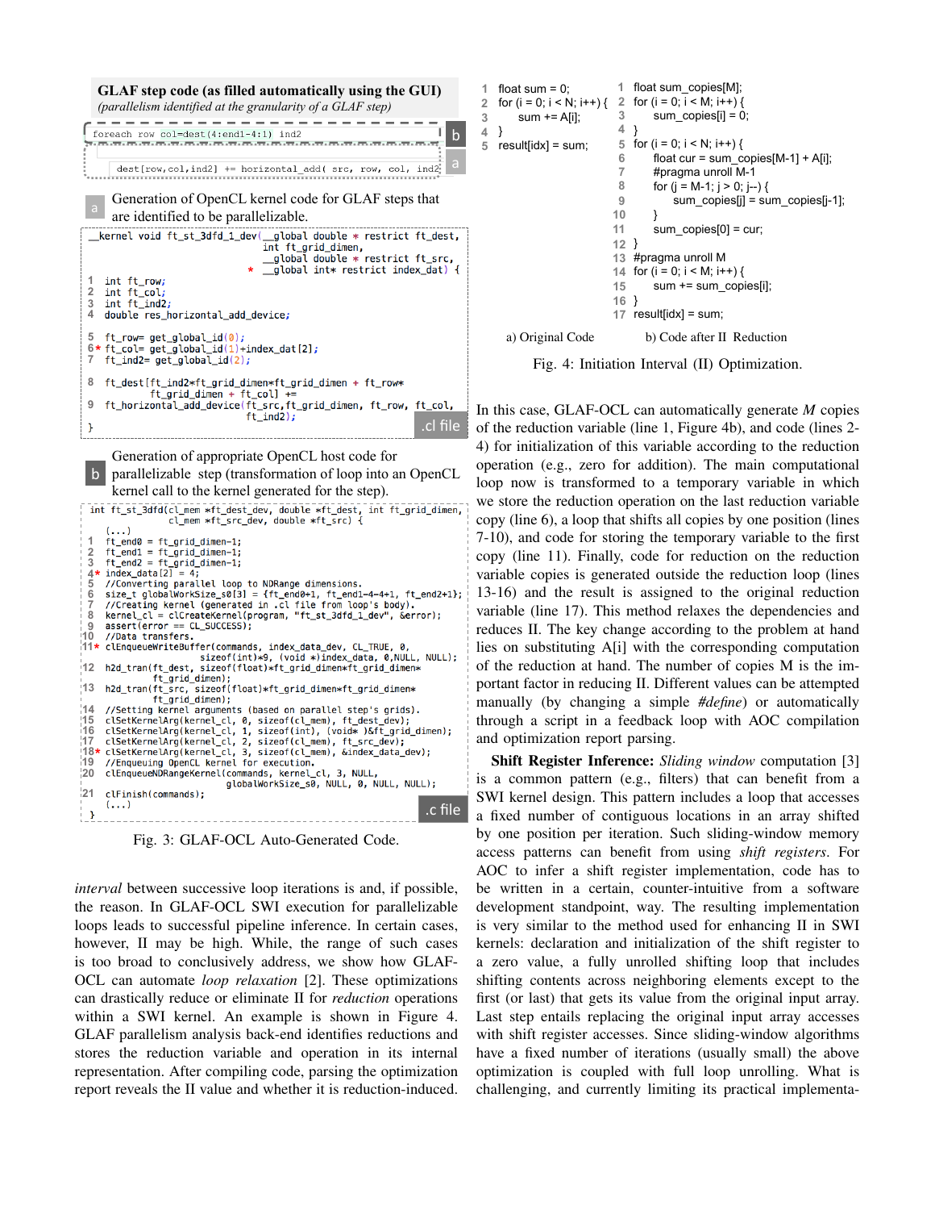**GLAF step code (as filled automatically using the GUI)**
*(parallelism identified at the granularity of a GLAF step)*

```
foreach row col=dest(4:end1-4:1) ind2                                    b

dest[row,col,ind2] += horizontal_add( src, row, col, ind2)               a
```

a — Generation of OpenCL kernel code for GLAF steps that are identified to be parallelizable.

```
__kernel void ft_st_3dfd_1_dev(__global double * restrict ft_dest,
                               int ft_grid_dimen,
                               __global double * restrict ft_src,
                             * __global int* restrict index_dat) {

1  int ft_row;
2  int ft_col;
3  int ft_ind2;
4  double res_horizontal_add_device;

5  ft_row= get_global_id(0);
6* ft_col= get_global_id(1)+index_dat[2];
7  ft_ind2= get_global_id(2);

8  ft_dest[ft_ind2*ft_grid_dimen*ft_grid_dimen + ft_row*
        ft_grid_dimen + ft_col] +=
9  ft_horizontal_add_device(ft_src,ft_grid_dimen, ft_row, ft_col,
                            ft_ind2);
}                                                              .cl file
```

b — Generation of appropriate OpenCL host code for parallelizable step (transformation of loop into an OpenCL kernel call to the kernel generated for the step).

```
int ft_st_3dfd(cl_mem *ft_dest_dev, double *ft_dest, int ft_grid_dimen,
               cl_mem *ft_src_dev, double *ft_src) {
   (...)
1   ft_end0 = ft_grid_dimen-1;
2   ft_end1 = ft_grid_dimen-1;
3   ft_end2 = ft_grid_dimen-1;
4*  index_data[2] = 4;
5   //Converting parallel loop to NDRange dimensions.
6   size_t globalWorkSize_s0[3] = {ft_end0+1, ft_end1-4-4+1, ft_end2+1};
7   //Creating kernel (generated in .cl file from loop's body).
8   kernel_cl = clCreateKernel(program, "ft_st_3dfd_1_dev", &error);
9   assert(error == CL_SUCCESS);
10  //Data transfers.
11* clEnqueueWriteBuffer(commands, index_data_dev, CL_TRUE, 0,
                 sizeof(int)*9, (void *)index_data, 0,NULL, NULL);
12  h2d_tran(ft_dest, sizeof(float)*ft_grid_dimen*ft_grid_dimen*
          ft_grid_dimen);
13  h2d_tran(ft_src, sizeof(float)*ft_grid_dimen*ft_grid_dimen*
          ft_grid_dimen);
14  //Setting kernel arguments (based on parallel step's grids).
15  clSetKernelArg(kernel_cl, 0, sizeof(cl_mem), ft_dest_dev);
16  clSetKernelArg(kernel_cl, 1, sizeof(int), (void* )&ft_grid_dimen);
17  clSetKernelArg(kernel_cl, 2, sizeof(cl_mem), ft_src_dev);
18* clSetKernelArg(kernel_cl, 3, sizeof(cl_mem), &index_data_dev);
19  //Enqueuing OpenCL kernel for execution.
20  clEnqueueNDRangeKernel(commands, kernel_cl, 3, NULL,
                    globalWorkSize_s0, NULL, 0, NULL, NULL);
21  clFinish(commands);
   (...)
}                                                              .c file
```

Fig. 3: GLAF-OCL Auto-Generated Code.

*interval* between successive loop iterations is and, if possible, the reason. In GLAF-OCL SWI execution for parallelizable loops leads to successful pipeline inference. In certain cases, however, II may be high. While, the range of such cases is too broad to conclusively address, we show how GLAF-OCL can automate *loop relaxation* [2]. These optimizations can drastically reduce or eliminate II for *reduction* operations within a SWI kernel. An example is shown in Figure 4. GLAF parallelism analysis back-end identifies reductions and stores the reduction variable and operation in its internal representation. After compiling code, parsing the optimization report reveals the II value and whether it is reduction-induced.

```
1  float sum = 0;
2  for (i = 0; i < N; i++) {
3      sum += A[i];
4  }
5  result[idx] = sum;
```

a) Original Code

```
1  float sum_copies[M];
2  for (i = 0; i < M; i++) {
3      sum_copies[i] = 0;
4  }
5  for (i = 0; i < N; i++) {
6      float cur = sum_copies[M-1] + A[i];
7      #pragma unroll M-1
8      for (j = M-1; j > 0; j--) {
9          sum_copies[j] = sum_copies[j-1];
10     }
11     sum_copies[0] = cur;
12 }
13 #pragma unroll M
14 for (i = 0; i < M; i++) {
15     sum += sum_copies[i];
16 }
17 result[idx] = sum;
```

b) Code after II Reduction

Fig. 4: Initiation Interval (II) Optimization.

In this case, GLAF-OCL can automatically generate *M* copies of the reduction variable (line 1, Figure 4b), and code (lines 2-4) for initialization of this variable according to the reduction operation (e.g., zero for addition). The main computational loop now is transformed to a temporary variable in which we store the reduction operation on the last reduction variable copy (line 6), a loop that shifts all copies by one position (lines 7-10), and code for storing the temporary variable to the first copy (line 11). Finally, code for reduction on the reduction variable copies is generated outside the reduction loop (lines 13-16) and the result is assigned to the original reduction variable (line 17). This method relaxes the dependencies and reduces II. The key change according to the problem at hand lies on substituting A[i] with the corresponding computation of the reduction at hand. The number of copies M is the important factor in reducing II. Different values can be attempted manually (by changing a simple *#define*) or automatically through a script in a feedback loop with AOC compilation and optimization report parsing.

**Shift Register Inference:** *Sliding window* computation [3] is a common pattern (e.g., filters) that can benefit from a SWI kernel design. This pattern includes a loop that accesses a fixed number of contiguous locations in an array shifted by one position per iteration. Such sliding-window memory access patterns can benefit from using *shift registers*. For AOC to infer a shift register implementation, code has to be written in a certain, counter-intuitive from a software development standpoint, way. The resulting implementation is very similar to the method used for enhancing II in SWI kernels: declaration and initialization of the shift register to a zero value, a fully unrolled shifting loop that includes shifting contents across neighboring elements except to the first (or last) that gets its value from the original input array. Last step entails replacing the original input array accesses with shift register accesses. Since sliding-window algorithms have a fixed number of iterations (usually small) the above optimization is coupled with full loop unrolling. What is challenging, and currently limiting its practical implementa-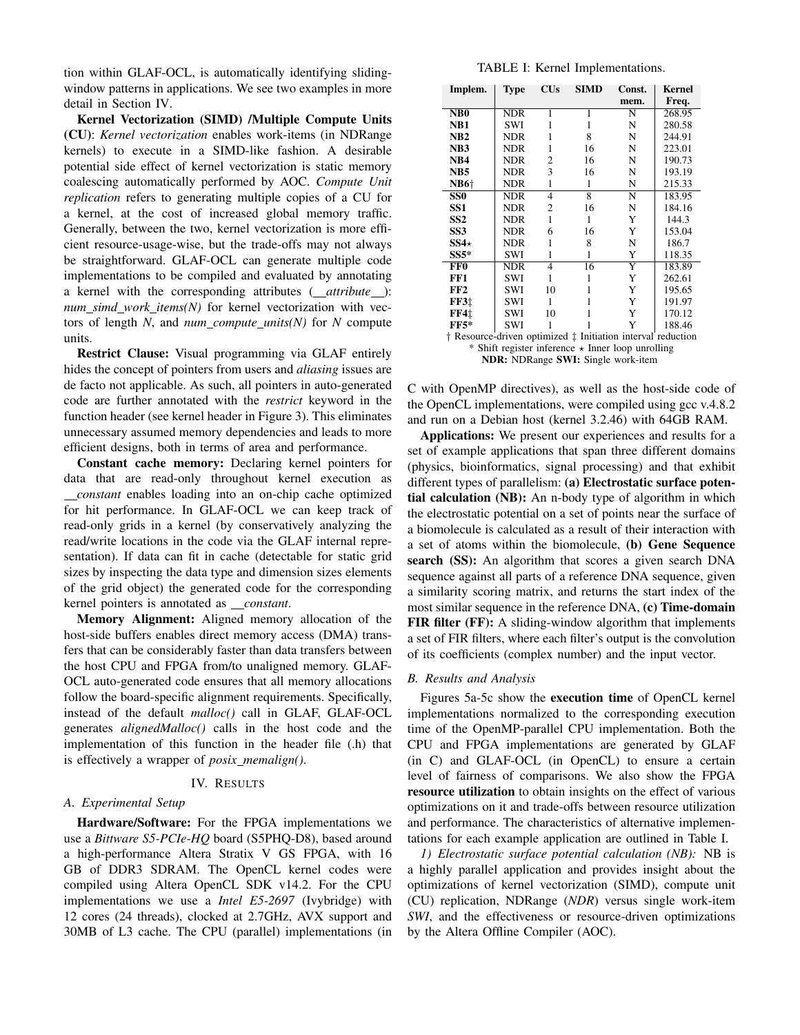tion within GLAF-OCL, is automatically identifying sliding-window patterns in applications. We see two examples in more detail in Section IV.

**Kernel Vectorization (SIMD) /Multiple Compute Units (CU)**: *Kernel vectorization* enables work-items (in NDRange kernels) to execute in a SIMD-like fashion. A desirable potential side effect of kernel vectorization is static memory coalescing automatically performed by AOC. *Compute Unit replication* refers to generating multiple copies of a CU for a kernel, at the cost of increased global memory traffic. Generally, between the two, kernel vectorization is more efficient resource-usage-wise, but the trade-offs may not always be straightforward. GLAF-OCL can generate multiple code implementations to be compiled and evaluated by annotating a kernel with the corresponding attributes (*__attribute__*): *num_simd_work_items(N)* for kernel vectorization with vectors of length *N*, and *num_compute_units(N)* for *N* compute units.

**Restrict Clause:** Visual programming via GLAF entirely hides the concept of pointers from users and *aliasing* issues are de facto not applicable. As such, all pointers in auto-generated code are further annotated with the *restrict* keyword in the function header (see kernel header in Figure 3). This eliminates unnecessary assumed memory dependencies and leads to more efficient designs, both in terms of area and performance.

**Constant cache memory:** Declaring kernel pointers for data that are read-only throughout kernel execution as *__constant* enables loading into an on-chip cache optimized for hit performance. In GLAF-OCL we can keep track of read-only grids in a kernel (by conservatively analyzing the read/write locations in the code via the GLAF internal representation). If data can fit in cache (detectable for static grid sizes by inspecting the data type and dimension sizes elements of the grid object) the generated code for the corresponding kernel pointers is annotated as *__constant*.

**Memory Alignment:** Aligned memory allocation of the host-side buffers enables direct memory access (DMA) transfers that can be considerably faster than data transfers between the host CPU and FPGA from/to unaligned memory. GLAF-OCL auto-generated code ensures that all memory allocations follow the board-specific alignment requirements. Specifically, instead of the default *malloc()* call in GLAF, GLAF-OCL generates *alignedMalloc()* calls in the host code and the implementation of this function in the header file (.h) that is effectively a wrapper of *posix_memalign()*.

## IV. Results

### A. Experimental Setup

**Hardware/Software:** For the FPGA implementations we use a *Bittware S5-PCIe-HQ* board (S5PHQ-D8), based around a high-performance Altera Stratix V GS FPGA, with 16 GB of DDR3 SDRAM. The OpenCL kernel codes were compiled using Altera OpenCL SDK v14.2. For the CPU implementations we use a *Intel E5-2697* (Ivybridge) with 12 cores (24 threads), clocked at 2.7GHz, AVX support and 30MB of L3 cache. The CPU (parallel) implementations (in C with OpenMP directives), as well as the host-side code of the OpenCL implementations, were compiled using gcc v.4.8.2 and run on a Debian host (kernel 3.2.46) with 64GB RAM.

TABLE I: Kernel Implementations.

| Implem. | Type | CUs | SIMD | Const. mem. | Kernel Freq. |
|---|---|---|---|---|---|
| **NB0** | NDR | 1 | 1 | N | 268.95 |
| **NB1** | SWI | 1 | 1 | N | 280.58 |
| **NB2** | NDR | 1 | 8 | N | 244.91 |
| **NB3** | NDR | 1 | 16 | N | 223.01 |
| **NB4** | NDR | 2 | 16 | N | 190.73 |
| **NB5** | NDR | 3 | 16 | N | 193.19 |
| **NB6†** | NDR | 1 | 1 | N | 215.33 |
| **SS0** | NDR | 4 | 8 | N | 183.95 |
| **SS1** | NDR | 2 | 16 | N | 184.16 |
| **SS2** | NDR | 1 | 1 | Y | 144.3 |
| **SS3** | NDR | 6 | 16 | Y | 153.04 |
| **SS4⋆** | NDR | 1 | 8 | N | 186.7 |
| **SS5*** | SWI | 1 | 1 | Y | 118.35 |
| **FF0** | NDR | 4 | 16 | Y | 183.89 |
| **FF1** | SWI | 1 | 1 | Y | 262.61 |
| **FF2** | SWI | 10 | 1 | Y | 195.65 |
| **FF3‡** | SWI | 1 | 1 | Y | 191.97 |
| **FF4‡** | SWI | 10 | 1 | Y | 170.12 |
| **FF5*** | SWI | 1 | 1 | Y | 188.46 |

† Resource-driven optimized ‡ Initiation interval reduction
* Shift register inference ⋆ Inner loop unrolling
**NDR:** NDRange **SWI:** Single work-item

**Applications:** We present our experiences and results for a set of example applications that span three different domains (physics, bioinformatics, signal processing) and that exhibit different types of parallelism: **(a) Electrostatic surface potential calculation (NB):** An n-body type of algorithm in which the electrostatic potential on a set of points near the surface of a biomolecule is calculated as a result of their interaction with a set of atoms within the biomolecule, **(b) Gene Sequence search (SS):** An algorithm that scores a given search DNA sequence against all parts of a reference DNA sequence, given a similarity scoring matrix, and returns the start index of the most similar sequence in the reference DNA, **(c) Time-domain FIR filter (FF):** A sliding-window algorithm that implements a set of FIR filters, where each filter's output is the convolution of its coefficients (complex number) and the input vector.

### B. Results and Analysis

Figures 5a-5c show the **execution time** of OpenCL kernel implementations normalized to the corresponding execution time of the OpenMP-parallel CPU implementation. Both the CPU and FPGA implementations are generated by GLAF (in C) and GLAF-OCL (in OpenCL) to ensure a certain level of fairness of comparisons. We also show the FPGA **resource utilization** to obtain insights on the effect of various optimizations on it and trade-offs between resource utilization and performance. The characteristics of alternative implementations for each example application are outlined in Table I.

*1) Electrostatic surface potential calculation (NB):* NB is a highly parallel application and provides insight about the optimizations of kernel vectorization (SIMD), compute unit (CU) replication, NDRange (*NDR*) versus single work-item *SWI*, and the effectiveness or resource-driven optimizations by the Altera Offline Compiler (AOC).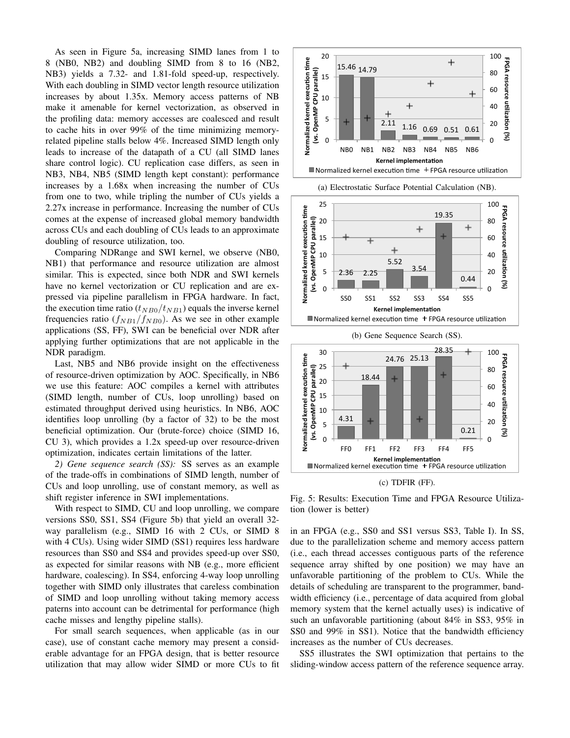As seen in Figure 5a, increasing SIMD lanes from 1 to 8 (NB0, NB2) and doubling SIMD from 8 to 16 (NB2, NB3) yields a 7.32- and 1.81-fold speed-up, respectively. With each doubling in SIMD vector length resource utilization increases by about 1.35x. Memory access patterns of NB make it amenable for kernel vectorization, as observed in the profiling data: memory accesses are coalesced and result to cache hits in over 99% of the time minimizing memory-related pipeline stalls below 4%. Increased SIMD length only leads to increase of the datapath of a CU (all SIMD lanes share control logic). CU replication case differs, as seen in NB3, NB4, NB5 (SIMD length kept constant): performance increases by a 1.68x when increasing the number of CUs from one to two, while tripling the number of CUs yields a 2.27x increase in performance. Increasing the number of CUs comes at the expense of increased global memory bandwidth across CUs and each doubling of CUs leads to an approximate doubling of resource utilization, too.

Comparing NDRange and SWI kernel, we observe (NB0, NB1) that performance and resource utilization are almost similar. This is expected, since both NDR and SWI kernels have no kernel vectorization or CU replication and are expressed via pipeline parallelism in FPGA hardware. In fact, the execution time ratio ($t_{NB0}/t_{NB1}$) equals the inverse kernel frequencies ratio ($f_{NB1}/f_{NB0}$). As we see in other example applications (SS, FF), SWI can be beneficial over NDR after applying further optimizations that are not applicable in the NDR paradigm.

Last, NB5 and NB6 provide insight on the effectiveness of resource-driven optimization by AOC. Specifically, in NB6 we use this feature: AOC compiles a kernel with attributes (SIMD length, number of CUs, loop unrolling) based on estimated throughput derived using heuristics. In NB6, AOC identifies loop unrolling (by a factor of 32) to be the most beneficial optimization. Our (brute-force) choice (SIMD 16, CU 3), which provides a 1.2x speed-up over resource-driven optimization, indicates certain limitations of the latter.

*2) Gene sequence search (SS):* SS serves as an example of the trade-offs in combinations of SIMD length, number of CUs and loop unrolling, use of constant memory, as well as shift register inference in SWI implementations.

With respect to SIMD, CU and loop unrolling, we compare versions SS0, SS1, SS4 (Figure 5b) that yield an overall 32-way parallelism (e.g., SIMD 16 with 2 CUs, or SIMD 8 with 4 CUs). Using wider SIMD (SS1) requires less hardware resources than SS0 and SS4 and provides speed-up over SS0, as expected for similar reasons with NB (e.g., more efficient hardware, coalescing). In SS4, enforcing 4-way loop unrolling together with SIMD only illustrates that careless combination of SIMD and loop unrolling without taking memory access paterns into account can be detrimental for performance (high cache misses and lengthy pipeline stalls).

For small search sequences, when applicable (as in our case), use of constant cache memory may present a considerable advantage for an FPGA design, that is better resource utilization that may allow wider SIMD or more CUs to fit in an FPGA (e.g., SS0 and SS1 versus SS3, Table I). In SS, due to the parallelization scheme and memory access pattern (i.e., each thread accesses contiguous parts of the reference sequence array shifted by one position) we may have an unfavorable partitioning of the problem to CUs. While the details of scheduling are transparent to the programmer, bandwidth efficiency (i.e., percentage of data acquired from global memory system that the kernel actually uses) is indicative of such an unfavorable partitioning (about 84% in SS3, 95% in SS0 and 99% in SS1). Notice that the bandwidth efficiency increases as the number of CUs decreases.

SS5 illustrates the SWI optimization that pertains to the sliding-window access pattern of the reference sequence array.

(a) Electrostatic Surface Potential Calculation (NB).

(b) Gene Sequence Search (SS).

(c) TDFIR (FF).

Fig. 5: Results: Execution Time and FPGA Resource Utilization (lower is better)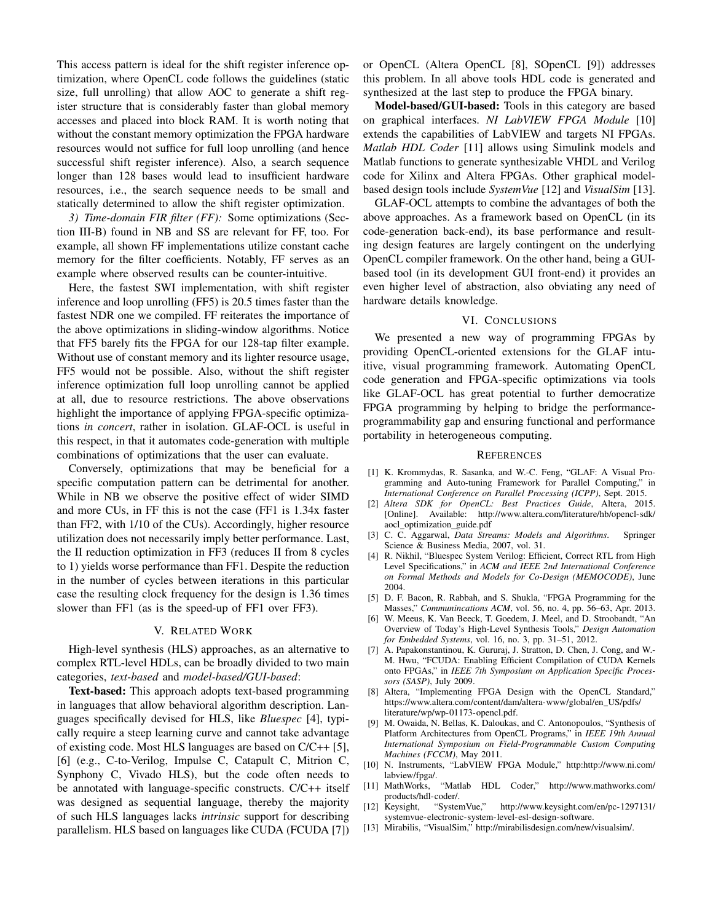This access pattern is ideal for the shift register inference optimization, where OpenCL code follows the guidelines (static size, full unrolling) that allow AOC to generate a shift register structure that is considerably faster than global memory accesses and placed into block RAM. It is worth noting that without the constant memory optimization the FPGA hardware resources would not suffice for full loop unrolling (and hence successful shift register inference). Also, a search sequence longer than 128 bases would lead to insufficient hardware resources, i.e., the search sequence needs to be small and statically determined to allow the shift register optimization.

*3) Time-domain FIR filter (FF):* Some optimizations (Section III-B) found in NB and SS are relevant for FF, too. For example, all shown FF implementations utilize constant cache memory for the filter coefficients. Notably, FF serves as an example where observed results can be counter-intuitive.

Here, the fastest SWI implementation, with shift register inference and loop unrolling (FF5) is 20.5 times faster than the fastest NDR one we compiled. FF reiterates the importance of the above optimizations in sliding-window algorithms. Notice that FF5 barely fits the FPGA for our 128-tap filter example. Without use of constant memory and its lighter resource usage, FF5 would not be possible. Also, without the shift register inference optimization full loop unrolling cannot be applied at all, due to resource restrictions. The above observations highlight the importance of applying FPGA-specific optimizations *in concert*, rather in isolation. GLAF-OCL is useful in this respect, in that it automates code-generation with multiple combinations of optimizations that the user can evaluate.

Conversely, optimizations that may be beneficial for a specific computation pattern can be detrimental for another. While in NB we observe the positive effect of wider SIMD and more CUs, in FF this is not the case (FF1 is 1.34x faster than FF2, with 1/10 of the CUs). Accordingly, higher resource utilization does not necessarily imply better performance. Last, the II reduction optimization in FF3 (reduces II from 8 cycles to 1) yields worse performance than FF1. Despite the reduction in the number of cycles between iterations in this particular case the resulting clock frequency for the design is 1.36 times slower than FF1 (as is the speed-up of FF1 over FF3).

## V. Related Work

High-level synthesis (HLS) approaches, as an alternative to complex RTL-level HDLs, can be broadly divided to two main categories, *text-based* and *model-based/GUI-based*:

**Text-based:** This approach adopts text-based programming in languages that allow behavioral algorithm description. Languages specifically devised for HLS, like *Bluespec* [4], typically require a steep learning curve and cannot take advantage of existing code. Most HLS languages are based on C/C++ [5], [6] (e.g., C-to-Verilog, Impulse C, Catapult C, Mitrion C, Synphony C, Vivado HLS), but the code often needs to be annotated with language-specific constructs. C/C++ itself was designed as sequential language, thereby the majority of such HLS languages lacks *intrinsic* support for describing parallelism. HLS based on languages like CUDA (FCUDA [7]) or OpenCL (Altera OpenCL [8], SOpenCL [9]) addresses this problem. In all above tools HDL code is generated and synthesized at the last step to produce the FPGA binary.

**Model-based/GUI-based:** Tools in this category are based on graphical interfaces. *NI LabVIEW FPGA Module* [10] extends the capabilities of LabVIEW and targets NI FPGAs. *Matlab HDL Coder* [11] allows using Simulink models and Matlab functions to generate synthesizable VHDL and Verilog code for Xilinx and Altera FPGAs. Other graphical model-based design tools include *SystemVue* [12] and *VisualSim* [13].

GLAF-OCL attempts to combine the advantages of both the above approaches. As a framework based on OpenCL (in its code-generation back-end), its base performance and resulting design features are largely contingent on the underlying OpenCL compiler framework. On the other hand, being a GUI-based tool (in its development GUI front-end) it provides an even higher level of abstraction, also obviating any need of hardware details knowledge.

## VI. Conclusions

We presented a new way of programming FPGAs by providing OpenCL-oriented extensions for the GLAF intuitive, visual programming framework. Automating OpenCL code generation and FPGA-specific optimizations via tools like GLAF-OCL has great potential to further democratize FPGA programming by helping to bridge the performance-programmability gap and ensuring functional and performance portability in heterogeneous computing.

## References

[1] K. Krommydas, R. Sasanka, and W.-C. Feng, "GLAF: A Visual Programming and Auto-tuning Framework for Parallel Computing," in *International Conference on Parallel Processing (ICPP)*, Sept. 2015.

[2] *Altera SDK for OpenCL: Best Practices Guide*, Altera, 2015. [Online]. Available: http://www.altera.com/literature/hb/opencl-sdk/aocl_optimization_guide.pdf

[3] C. C. Aggarwal, *Data Streams: Models and Algorithms*. Springer Science & Business Media, 2007, vol. 31.

[4] R. Nikhil, "Bluespec System Verilog: Efficient, Correct RTL from High Level Specifications," in *ACM and IEEE 2nd International Conference on Formal Methods and Models for Co-Design (MEMOCODE)*, June 2004.

[5] D. F. Bacon, R. Rabbah, and S. Shukla, "FPGA Programming for the Masses," *Communincations ACM*, vol. 56, no. 4, pp. 56–63, Apr. 2013.

[6] W. Meeus, K. Van Beeck, T. Goedem, J. Meel, and D. Stroobandt, "An Overview of Today's High-Level Synthesis Tools," *Design Automation for Embedded Systems*, vol. 16, no. 3, pp. 31–51, 2012.

[7] A. Papakonstantinou, K. Gururaj, J. Stratton, D. Chen, J. Cong, and W.-M. Hwu, "FCUDA: Enabling Efficient Compilation of CUDA Kernels onto FPGAs," in *IEEE 7th Symposium on Application Specific Processors (SASP)*, July 2009.

[8] Altera, "Implementing FPGA Design with the OpenCL Standard," https://www.altera.com/content/dam/altera-www/global/en_US/pdfs/literature/wp/wp-01173-opencl.pdf.

[9] M. Owaida, N. Bellas, K. Daloukas, and C. Antonopoulos, "Synthesis of Platform Architectures from OpenCL Programs," in *IEEE 19th Annual International Symposium on Field-Programmable Custom Computing Machines (FCCM)*, May 2011.

[10] N. Instruments, "LabVIEW FPGA Module," http:http://www.ni.com/labview/fpga/.

[11] MathWorks, "Matlab HDL Coder," http://www.mathworks.com/products/hdl-coder/.

[12] Keysight, "SystemVue," http://www.keysight.com/en/pc-1297131/systemvue-electronic-system-level-esl-design-software.

[13] Mirabilis, "VisualSim," http://mirabilisdesign.com/new/visualsim/.